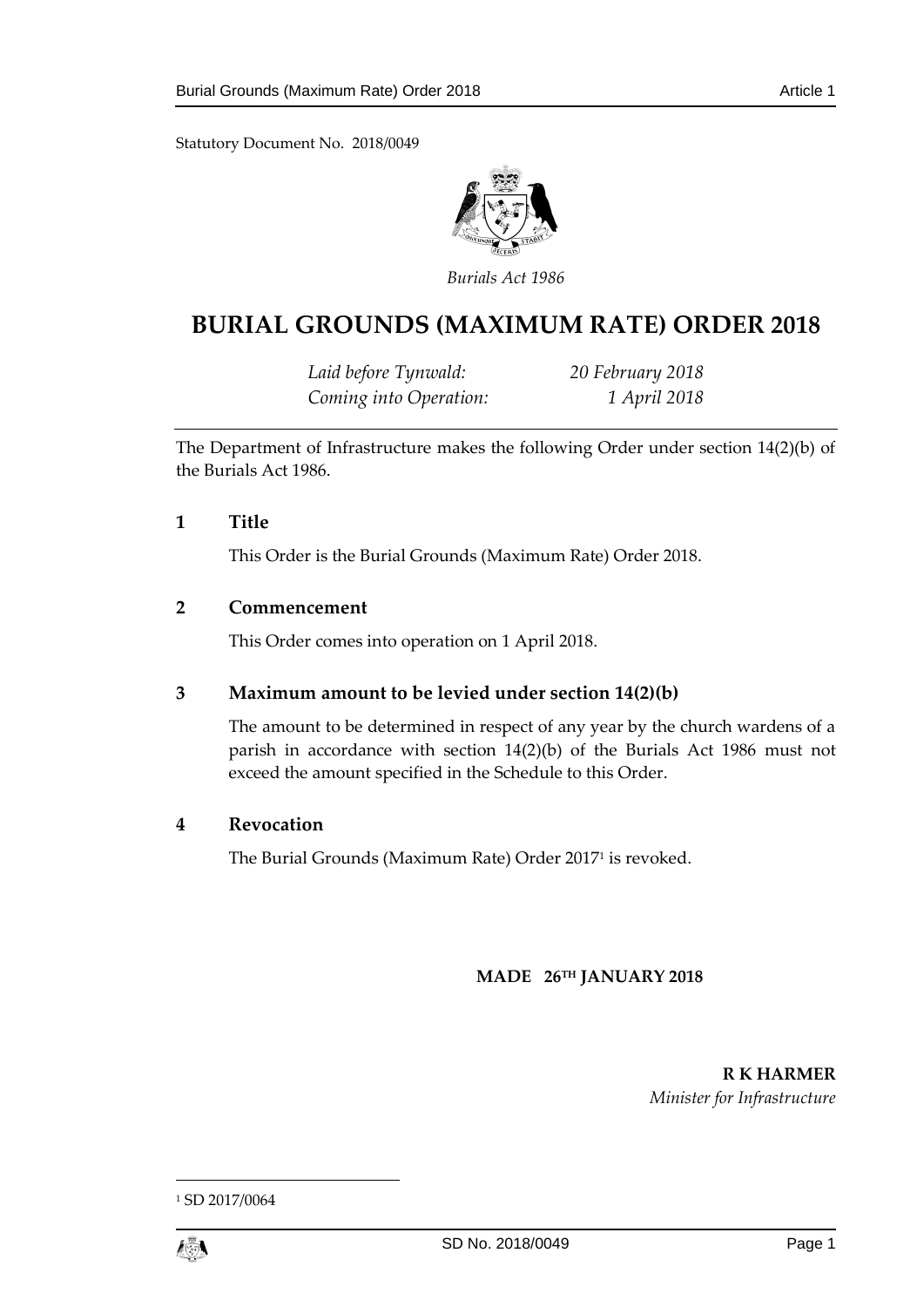Statutory Document No. 2018/0049

*Burials Act 1986*

# BURIAL GROUNDS (MAXIMUM RATE) ORDER 2018

| | |
|---|---|
| *Laid before Tynwald:* | *20 February 2018* |
| *Coming into Operation:* | *1 April 2018* |

The Department of Infrastructure makes the following Order under section 14(2)(b) of the Burials Act 1986.

## 1 Title

This Order is the Burial Grounds (Maximum Rate) Order 2018.

## 2 Commencement

This Order comes into operation on 1 April 2018.

## 3 Maximum amount to be levied under section 14(2)(b)

The amount to be determined in respect of any year by the church wardens of a parish in accordance with section 14(2)(b) of the Burials Act 1986 must not exceed the amount specified in the Schedule to this Order.

## 4 Revocation

The Burial Grounds (Maximum Rate) Order 2017[1] is revoked.

**MADE 26TH JANUARY 2018**

**R K HARMER**
*Minister for Infrastructure*

[1] SD 2017/0064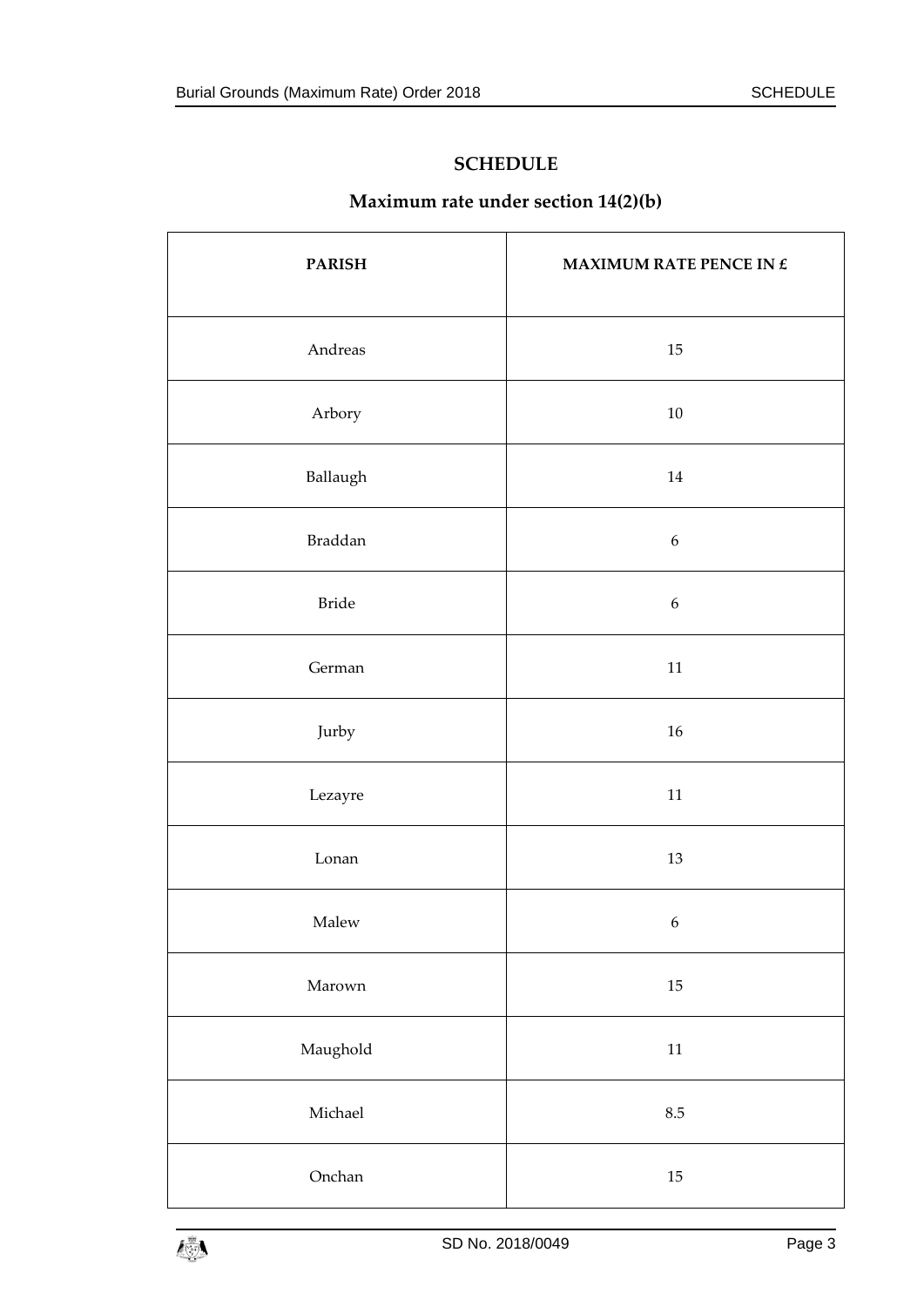## SCHEDULE

### Maximum rate under section 14(2)(b)

| PARISH | MAXIMUM RATE PENCE IN £ |
|---|---|
| Andreas | 15 |
| Arbory | 10 |
| Ballaugh | 14 |
| Braddan | 6 |
| Bride | 6 |
| German | 11 |
| Jurby | 16 |
| Lezayre | 11 |
| Lonan | 13 |
| Malew | 6 |
| Marown | 15 |
| Maughold | 11 |
| Michael | 8.5 |
| Onchan | 15 |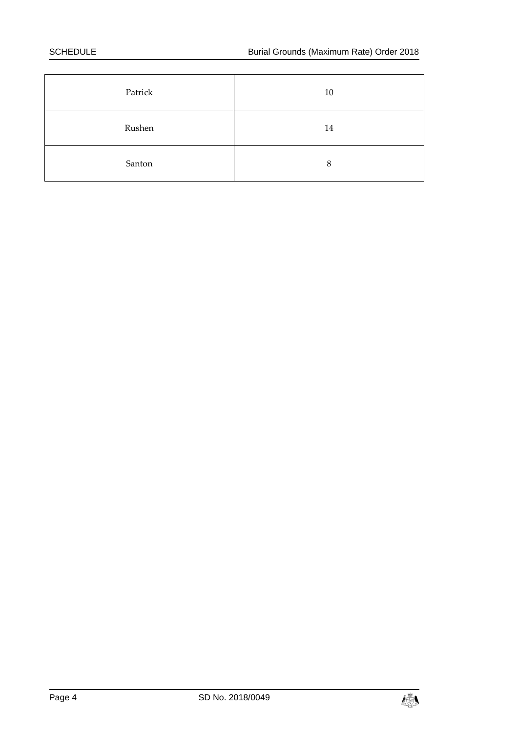| | |
|---|---|
| Patrick | 10 |
| Rushen | 14 |
| Santon | 8 |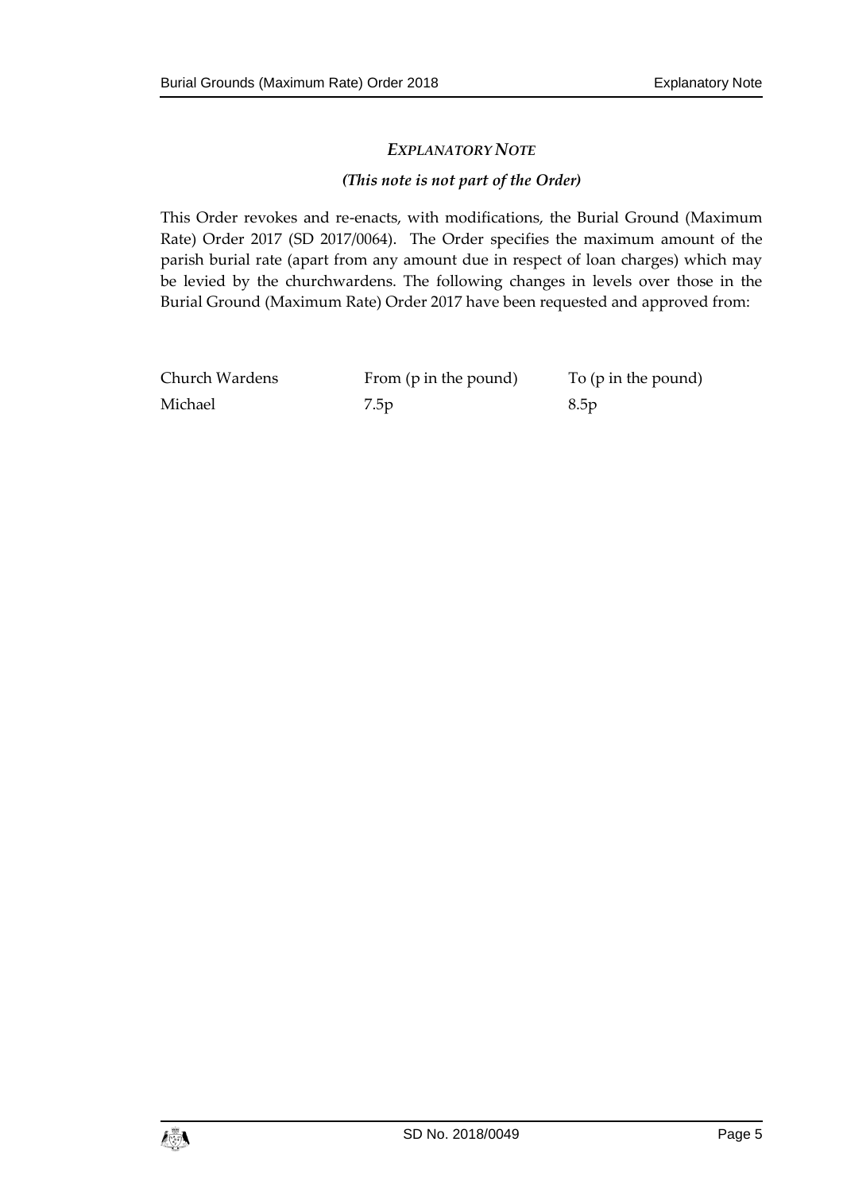## *EXPLANATORY NOTE*

***(This note is not part of the Order)***

This Order revokes and re-enacts, with modifications, the Burial Ground (Maximum Rate) Order 2017 (SD 2017/0064). The Order specifies the maximum amount of the parish burial rate (apart from any amount due in respect of loan charges) which may be levied by the churchwardens. The following changes in levels over those in the Burial Ground (Maximum Rate) Order 2017 have been requested and approved from:

| Church Wardens | From (p in the pound) | To (p in the pound) |
|---|---|---|
| Michael | 7.5p | 8.5p |